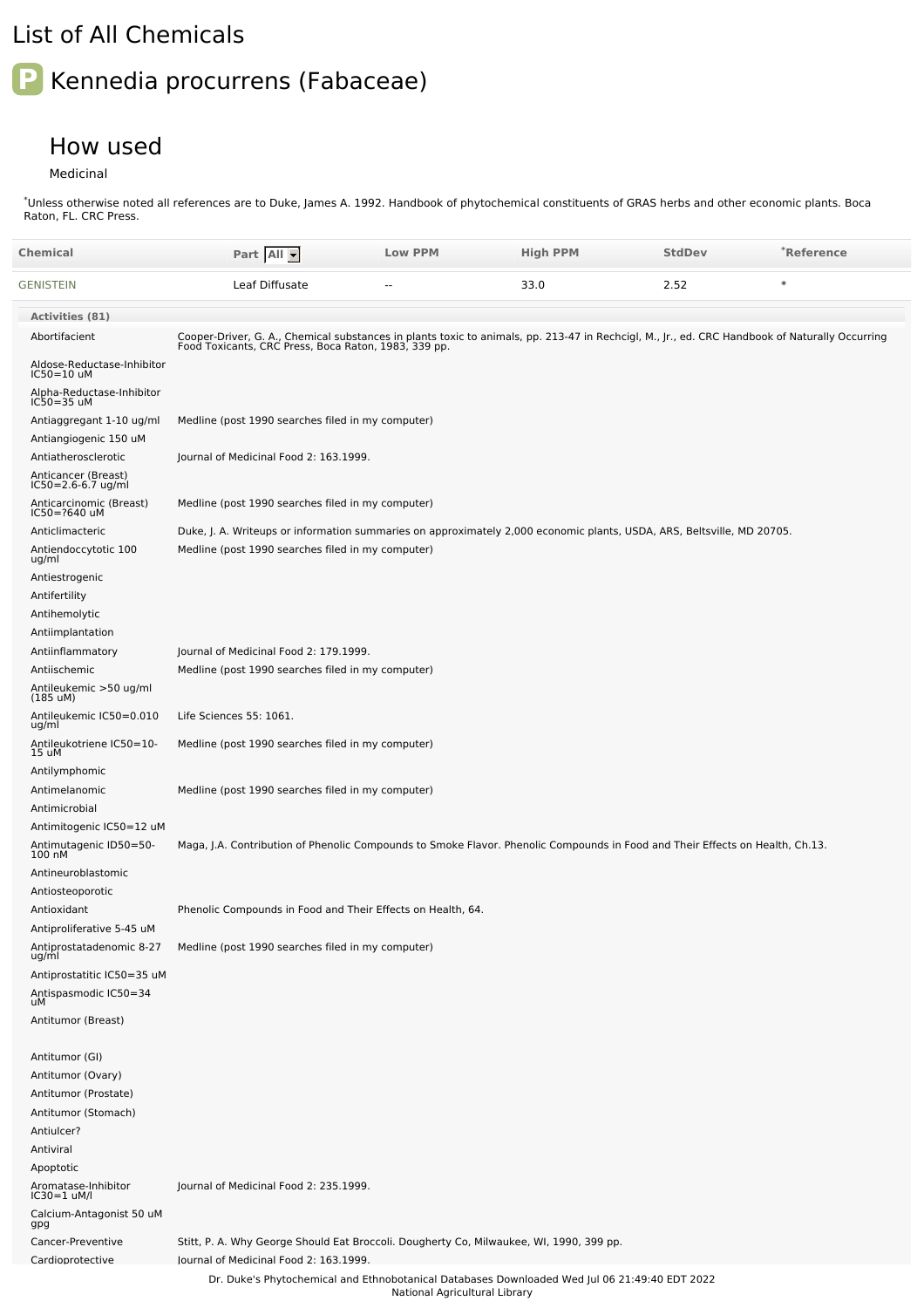# List of All Chemicals

## P Kennedia procurrens (Fabaceae)

### How used

Medicinal

*Unless otherwise noted all references are to Duke, James A. 1992. Handbook of phytochemical constituents of GRAS herbs and other economic plants. Boca Raton, FL. CRC Press.

| Chemical | Part | Low PPM | High PPM | StdDev | *Reference |
|---|---|---|---|---|---|
| GENISTEIN | Leaf Diffusate | -- | 33.0 | 2.52 | * |

**Activities (81)**

| Activity | Reference |
|---|---|
| Abortifacient | Cooper-Driver, G. A., Chemical substances in plants toxic to animals, pp. 213-47 in Rechcigl, M., Jr., ed. CRC Handbook of Naturally Occurring Food Toxicants, CRC Press, Boca Raton, 1983, 339 pp. |
| Aldose-Reductase-Inhibitor IC50=10 uM | |
| Alpha-Reductase-Inhibitor IC50=35 uM | |
| Antiaggregant 1-10 ug/ml | Medline (post 1990 searches filed in my computer) |
| Antiangiogenic 150 uM | |
| Antiatherosclerotic | Journal of Medicinal Food 2: 163.1999. |
| Anticancer (Breast) IC50=2.6-6.7 ug/ml | |
| Anticarcinomic (Breast) IC50=?640 uM | Medline (post 1990 searches filed in my computer) |
| Anticlimacteric | Duke, J. A. Writeups or information summaries on approximately 2,000 economic plants, USDA, ARS, Beltsville, MD 20705. |
| Antiendoccytotic 100 ug/ml | Medline (post 1990 searches filed in my computer) |
| Antiestrogenic | |
| Antifertility | |
| Antihemolytic | |
| Antiimplantation | |
| Antiinflammatory | Journal of Medicinal Food 2: 179.1999. |
| Antiischemic | Medline (post 1990 searches filed in my computer) |
| Antileukemic >50 ug/ml (185 uM) | |
| Antileukemic IC50=0.010 ug/ml | Life Sciences 55: 1061. |
| Antileukotriene IC50=10-15 uM | Medline (post 1990 searches filed in my computer) |
| Antilymphomic | |
| Antimelanomic | Medline (post 1990 searches filed in my computer) |
| Antimicrobial | |
| Antimitogenic IC50=12 uM | |
| Antimutagenic ID50=50-100 nM | Maga, J.A. Contribution of Phenolic Compounds to Smoke Flavor. Phenolic Compounds in Food and Their Effects on Health, Ch.13. |
| Antineuroblastomic | |
| Antiosteoporotic | |
| Antioxidant | Phenolic Compounds in Food and Their Effects on Health, 64. |
| Antiproliferative 5-45 uM | |
| Antiprostatadenomic 8-27 ug/ml | Medline (post 1990 searches filed in my computer) |
| Antiprostatitic IC50=35 uM | |
| Antispasmodic IC50=34 uM | |
| Antitumor (Breast) | |
| Antitumor (GI) | |
| Antitumor (Ovary) | |
| Antitumor (Prostate) | |
| Antitumor (Stomach) | |
| Antiulcer? | |
| Antiviral | |
| Apoptotic | |
| Aromatase-Inhibitor IC30=1 uM/l | Journal of Medicinal Food 2: 235.1999. |
| Calcium-Antagonist 50 uM gpg | |
| Cancer-Preventive | Stitt, P. A. Why George Should Eat Broccoli. Dougherty Co, Milwaukee, WI, 1990, 399 pp. |
| Cardioprotective | Journal of Medicinal Food 2: 163.1999. |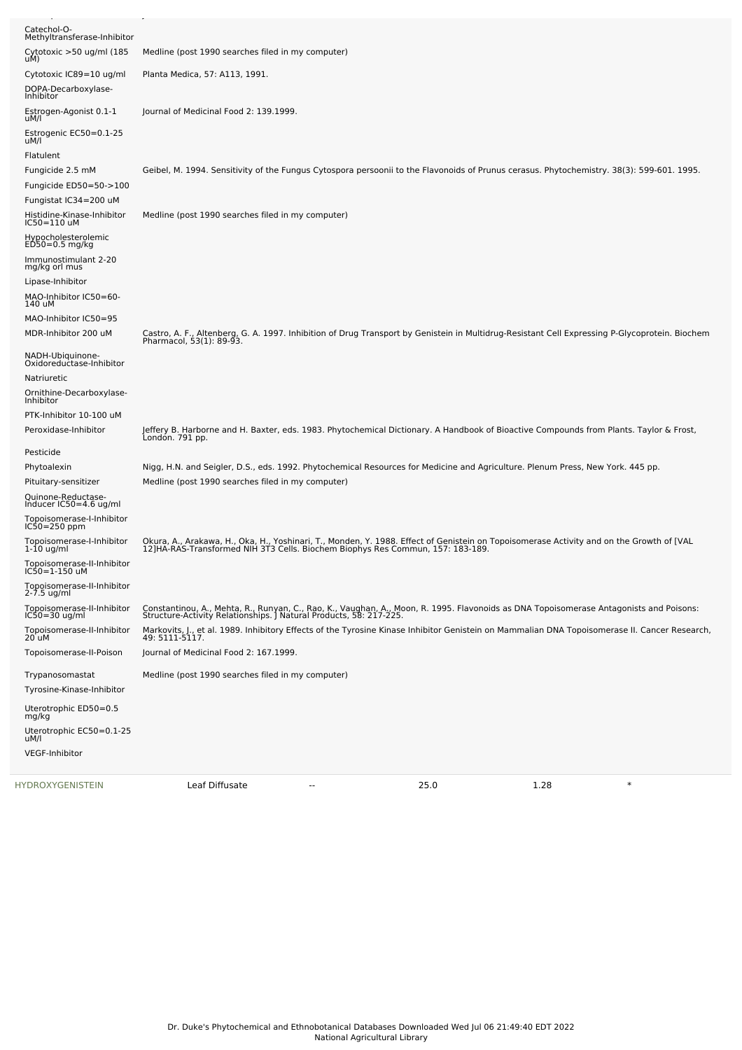| | |
|---|---|
| Catechol-O-Methyltransferase-Inhibitor | |
| Cytotoxic >50 ug/ml (185 uM) | Medline (post 1990 searches filed in my computer) |
| Cytotoxic IC89=10 ug/ml | Planta Medica, 57: A113, 1991. |
| DOPA-Decarboxylase-Inhibitor | |
| Estrogen-Agonist 0.1-1 uM/l | Journal of Medicinal Food 2: 139.1999. |
| Estrogenic EC50=0.1-25 uM/l | |
| Flatulent | |
| Fungicide 2.5 mM | Geibel, M. 1994. Sensitivity of the Fungus Cytospora persoonii to the Flavonoids of Prunus cerasus. Phytochemistry. 38(3): 599-601. 1995. |
| Fungicide ED50=50->100 | |
| Fungistat IC34=200 uM | |
| Histidine-Kinase-Inhibitor IC50=110 uM | Medline (post 1990 searches filed in my computer) |
| Hypocholesterolemic ED50=0.5 mg/kg | |
| Immunostimulant 2-20 mg/kg orl mus | |
| Lipase-Inhibitor | |
| MAO-Inhibitor IC50=60-140 uM | |
| MAO-Inhibitor IC50=95 | |
| MDR-Inhibitor 200 uM | Castro, A. F., Altenberg, G. A. 1997. Inhibition of Drug Transport by Genistein in Multidrug-Resistant Cell Expressing P-Glycoprotein. Biochem Pharmacol, 53(1): 89-93. |
| NADH-Ubiquinone-Oxidoreductase-Inhibitor | |
| Natriuretic | |
| Ornithine-Decarboxylase-Inhibitor | |
| PTK-Inhibitor 10-100 uM | |
| Peroxidase-Inhibitor | Jeffery B. Harborne and H. Baxter, eds. 1983. Phytochemical Dictionary. A Handbook of Bioactive Compounds from Plants. Taylor & Frost, London. 791 pp. |
| Pesticide | |
| Phytoalexin | Nigg, H.N. and Seigler, D.S., eds. 1992. Phytochemical Resources for Medicine and Agriculture. Plenum Press, New York. 445 pp. |
| Pituitary-sensitizer | Medline (post 1990 searches filed in my computer) |
| Quinone-Reductase-Inducer IC50=4.6 ug/ml | |
| Topoisomerase-I-Inhibitor IC50=250 ppm | |
| Topoisomerase-I-Inhibitor 1-10 ug/ml | Okura, A., Arakawa, H., Oka, H., Yoshinari, T., Monden, Y. 1988. Effect of Genistein on Topoisomerase Activity and on the Growth of [VAL 12]HA-RAS-Transformed NIH 3T3 Cells. Biochem Biophys Res Commun, 157: 183-189. |
| Topoisomerase-II-Inhibitor IC50=1-150 uM | |
| Topoisomerase-II-Inhibitor 2-7.5 ug/ml | |
| Topoisomerase-II-Inhibitor IC50=30 ug/ml | Constantinou, A., Mehta, R., Runyan, C., Rao, K., Vaughan, A., Moon, R. 1995. Flavonoids as DNA Topoisomerase Antagonists and Poisons: Structure-Activity Relationships. J Natural Products, 58: 217-225. |
| Topoisomerase-II-Inhibitor 20 uM | Markovits, J., et al. 1989. Inhibitory Effects of the Tyrosine Kinase Inhibitor Genistein on Mammalian DNA Topoisomerase II. Cancer Research, 49: 5111-5117. |
| Topoisomerase-II-Poison | Journal of Medicinal Food 2: 167.1999. |
| Trypanosomastat | Medline (post 1990 searches filed in my computer) |
| Tyrosine-Kinase-Inhibitor | |
| Uterotrophic ED50=0.5 mg/kg | |
| Uterotrophic EC50=0.1-25 uM/l | |
| VEGF-Inhibitor | |

| | | | | | |
|---|---|---|---|---|---|
| HYDROXYGENISTEIN | Leaf Diffusate | -- | 25.0 | 1.28 | * |